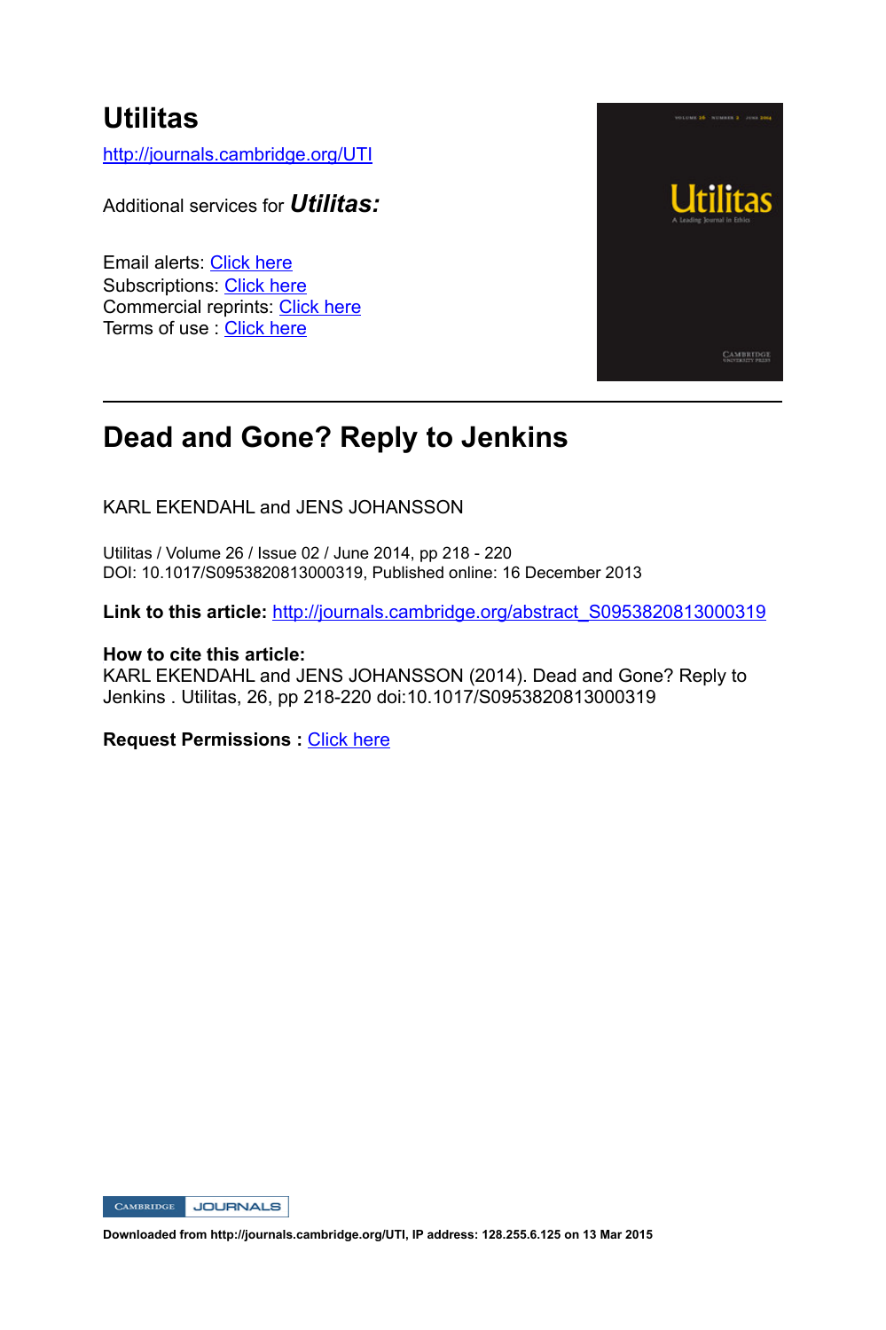# Utilitas

http://journals.cambridge.org/UTI

Additional services for ***Utilitas:***

Email alerts: Click here
Subscriptions: Click here
Commercial reprints: Click here
Terms of use : Click here

## Dead and Gone? Reply to Jenkins

KARL EKENDAHL and JENS JOHANSSON

Utilitas / Volume 26 / Issue 02 / June 2014, pp 218 - 220
DOI: 10.1017/S0953820813000319, Published online: 16 December 2013

**Link to this article:** http://journals.cambridge.org/abstract_S0953820813000319

**How to cite this article:**
KARL EKENDAHL and JENS JOHANSSON (2014). Dead and Gone? Reply to Jenkins . Utilitas, 26, pp 218-220 doi:10.1017/S0953820813000319

**Request Permissions :** Click here

**Downloaded from http://journals.cambridge.org/UTI, IP address: 128.255.6.125 on 13 Mar 2015**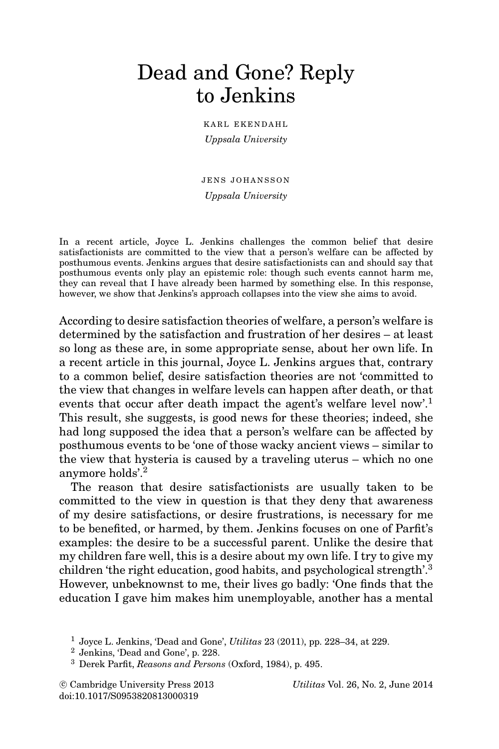# Dead and Gone? Reply to Jenkins

KARL EKENDAHL
*Uppsala University*

JENS JOHANSSON
*Uppsala University*

In a recent article, Joyce L. Jenkins challenges the common belief that desire satisfactionists are committed to the view that a person's welfare can be affected by posthumous events. Jenkins argues that desire satisfactionists can and should say that posthumous events only play an epistemic role: though such events cannot harm me, they can reveal that I have already been harmed by something else. In this response, however, we show that Jenkins's approach collapses into the view she aims to avoid.

According to desire satisfaction theories of welfare, a person's welfare is determined by the satisfaction and frustration of her desires – at least so long as these are, in some appropriate sense, about her own life. In a recent article in this journal, Joyce L. Jenkins argues that, contrary to a common belief, desire satisfaction theories are not 'committed to the view that changes in welfare levels can happen after death, or that events that occur after death impact the agent's welfare level now'.[1] This result, she suggests, is good news for these theories; indeed, she had long supposed the idea that a person's welfare can be affected by posthumous events to be 'one of those wacky ancient views – similar to the view that hysteria is caused by a traveling uterus – which no one anymore holds'.[2]

The reason that desire satisfactionists are usually taken to be committed to the view in question is that they deny that awareness of my desire satisfactions, or desire frustrations, is necessary for me to be benefited, or harmed, by them. Jenkins focuses on one of Parfit's examples: the desire to be a successful parent. Unlike the desire that my children fare well, this is a desire about my own life. I try to give my children 'the right education, good habits, and psychological strength'.[3] However, unbeknownst to me, their lives go badly: 'One finds that the education I gave him makes him unemployable, another has a mental

[1] Joyce L. Jenkins, 'Dead and Gone', *Utilitas* 23 (2011), pp. 228–34, at 229.

[2] Jenkins, 'Dead and Gone', p. 228.

[3] Derek Parfit, *Reasons and Persons* (Oxford, 1984), p. 495.

© Cambridge University Press 2013
doi:10.1017/S0953820813000319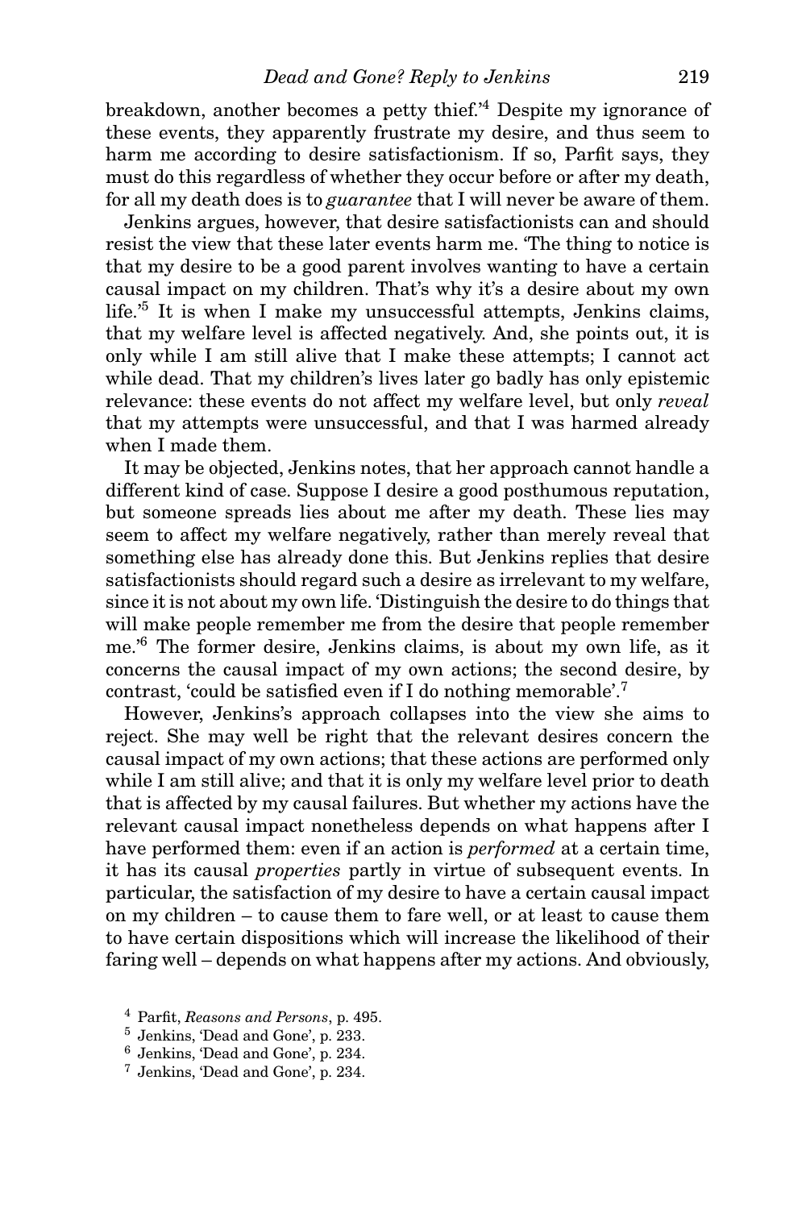breakdown, another becomes a petty thief.'[4] Despite my ignorance of these events, they apparently frustrate my desire, and thus seem to harm me according to desire satisfactionism. If so, Parfit says, they must do this regardless of whether they occur before or after my death, for all my death does is to *guarantee* that I will never be aware of them.

Jenkins argues, however, that desire satisfactionists can and should resist the view that these later events harm me. 'The thing to notice is that my desire to be a good parent involves wanting to have a certain causal impact on my children. That's why it's a desire about my own life.'[5] It is when I make my unsuccessful attempts, Jenkins claims, that my welfare level is affected negatively. And, she points out, it is only while I am still alive that I make these attempts; I cannot act while dead. That my children's lives later go badly has only epistemic relevance: these events do not affect my welfare level, but only *reveal* that my attempts were unsuccessful, and that I was harmed already when I made them.

It may be objected, Jenkins notes, that her approach cannot handle a different kind of case. Suppose I desire a good posthumous reputation, but someone spreads lies about me after my death. These lies may seem to affect my welfare negatively, rather than merely reveal that something else has already done this. But Jenkins replies that desire satisfactionists should regard such a desire as irrelevant to my welfare, since it is not about my own life. 'Distinguish the desire to do things that will make people remember me from the desire that people remember me.'[6] The former desire, Jenkins claims, is about my own life, as it concerns the causal impact of my own actions; the second desire, by contrast, 'could be satisfied even if I do nothing memorable'.[7]

However, Jenkins's approach collapses into the view she aims to reject. She may well be right that the relevant desires concern the causal impact of my own actions; that these actions are performed only while I am still alive; and that it is only my welfare level prior to death that is affected by my causal failures. But whether my actions have the relevant causal impact nonetheless depends on what happens after I have performed them: even if an action is *performed* at a certain time, it has its causal *properties* partly in virtue of subsequent events. In particular, the satisfaction of my desire to have a certain causal impact on my children – to cause them to fare well, or at least to cause them to have certain dispositions which will increase the likelihood of their faring well – depends on what happens after my actions. And obviously,

[4] Parfit, *Reasons and Persons*, p. 495.

[5] Jenkins, 'Dead and Gone', p. 233.

[6] Jenkins, 'Dead and Gone', p. 234.

[7] Jenkins, 'Dead and Gone', p. 234.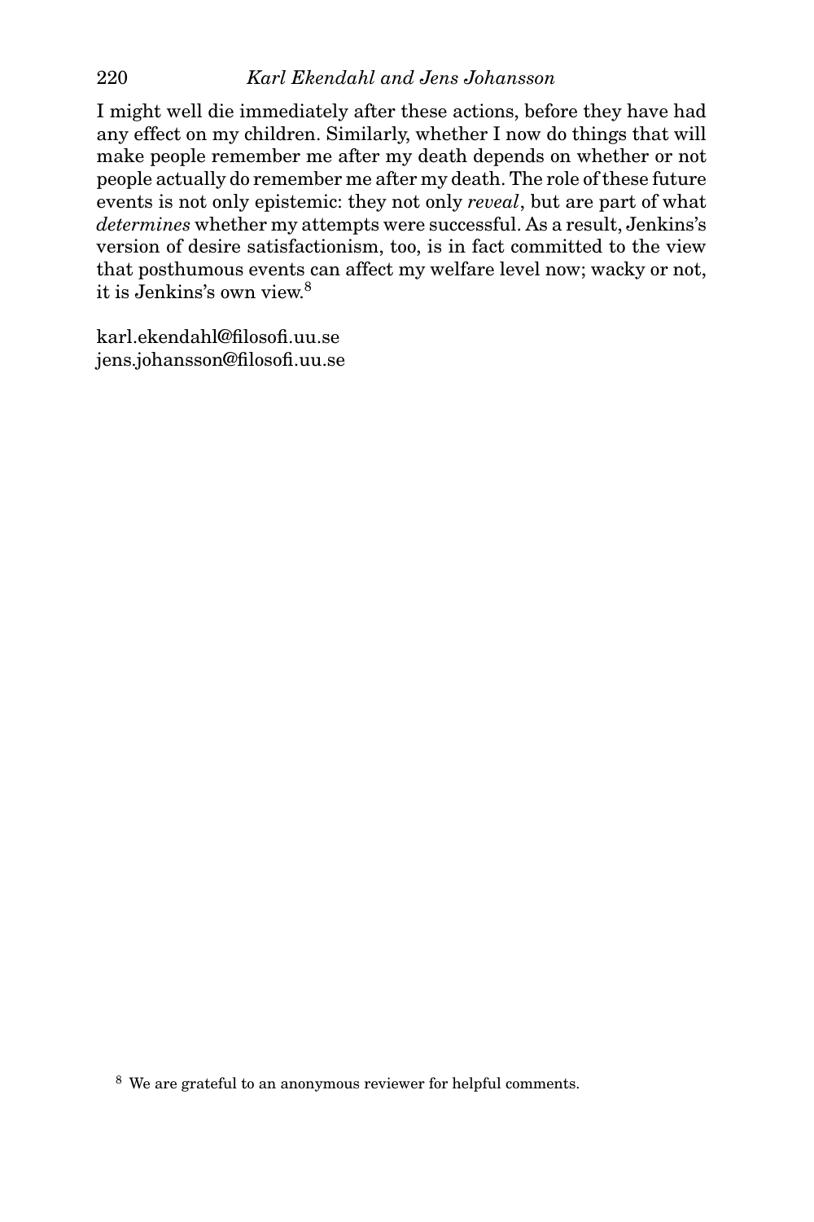I might well die immediately after these actions, before they have had any effect on my children. Similarly, whether I now do things that will make people remember me after my death depends on whether or not people actually do remember me after my death. The role of these future events is not only epistemic: they not only *reveal*, but are part of what *determines* whether my attempts were successful. As a result, Jenkins's version of desire satisfactionism, too, is in fact committed to the view that posthumous events can affect my welfare level now; wacky or not, it is Jenkins's own view.[8]

karl.ekendahl@filosofi.uu.se
jens.johansson@filosofi.uu.se

[8] We are grateful to an anonymous reviewer for helpful comments.